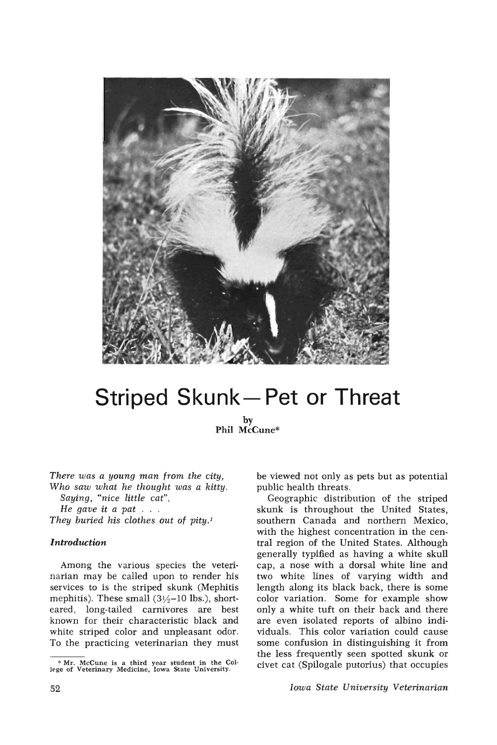# Striped Skunk—Pet or Threat

by
Phil McCune*

*There was a young man from the city,*
*Who saw what he thought was a kitty.*
*Saying, "nice little cat",*
*He gave it a pat . . .*
*They buried his clothes out of pity.*[1]

### *Introduction*

Among the various species the veterinarian may be called upon to render his services to is the striped skunk (Mephitis mephitis). These small (3½–10 lbs.), short-eared, long-tailed carnivores are best known for their characteristic black and white striped color and unpleasant odor. To the practicing veterinarian they must be viewed not only as pets but as potential public health threats.

Geographic distribution of the striped skunk is throughout the United States, southern Canada and northern Mexico, with the highest concentration in the central region of the United States. Although generally typified as having a white skull cap, a nose with a dorsal white line and two white lines of varying width and length along its black back, there is some color variation. Some for example show only a white tuft on their back and there are even isolated reports of albino individuals. This color variation could cause some confusion in distinguishing it from the less frequently seen spotted skunk or civet cat (Spilogale putorius) that occupies

* Mr. McCune is a third year student in the College of Veterinary Medicine, Iowa State University.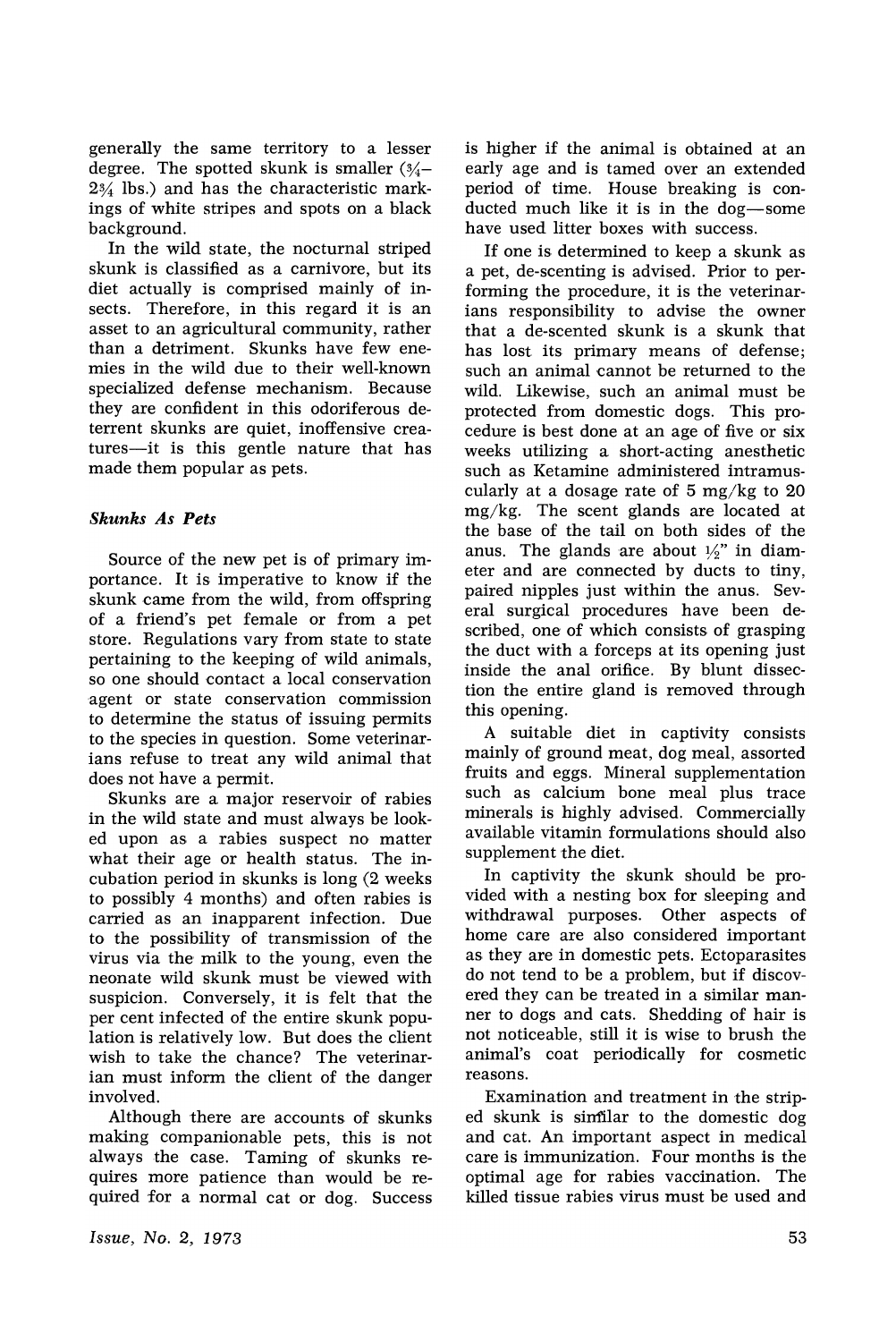generally the same territory to a lesser degree. The spotted skunk is smaller (¾–2¾ lbs.) and has the characteristic markings of white stripes and spots on a black background.

In the wild state, the nocturnal striped skunk is classified as a carnivore, but its diet actually is comprised mainly of insects. Therefore, in this regard it is an asset to an agricultural community, rather than a detriment. Skunks have few enemies in the wild due to their well-known specialized defense mechanism. Because they are confident in this odoriferous deterrent skunks are quiet, inoffensive creatures—it is this gentle nature that has made them popular as pets.

### *Skunks As Pets*

Source of the new pet is of primary importance. It is imperative to know if the skunk came from the wild, from offspring of a friend's pet female or from a pet store. Regulations vary from state to state pertaining to the keeping of wild animals, so one should contact a local conservation agent or state conservation commission to determine the status of issuing permits to the species in question. Some veterinarians refuse to treat any wild animal that does not have a permit.

Skunks are a major reservoir of rabies in the wild state and must always be looked upon as a rabies suspect no matter what their age or health status. The incubation period in skunks is long (2 weeks to possibly 4 months) and often rabies is carried as an inapparent infection. Due to the possibility of transmission of the virus via the milk to the young, even the neonate wild skunk must be viewed with suspicion. Conversely, it is felt that the per cent infected of the entire skunk population is relatively low. But does the client wish to take the chance? The veterinarian must inform the client of the danger involved.

Although there are accounts of skunks making companionable pets, this is not always the case. Taming of skunks requires more patience than would be required for a normal cat or dog. Success is higher if the animal is obtained at an early age and is tamed over an extended period of time. House breaking is conducted much like it is in the dog—some have used litter boxes with success.

If one is determined to keep a skunk as a pet, de-scenting is advised. Prior to performing the procedure, it is the veterinarians responsibility to advise the owner that a de-scented skunk is a skunk that has lost its primary means of defense; such an animal cannot be returned to the wild. Likewise, such an animal must be protected from domestic dogs. This procedure is best done at an age of five or six weeks utilizing a short-acting anesthetic such as Ketamine administered intramuscularly at a dosage rate of 5 mg/kg to 20 mg/kg. The scent glands are located at the base of the tail on both sides of the anus. The glands are about ½" in diameter and are connected by ducts to tiny, paired nipples just within the anus. Several surgical procedures have been described, one of which consists of grasping the duct with a forceps at its opening just inside the anal orifice. By blunt dissection the entire gland is removed through this opening.

A suitable diet in captivity consists mainly of ground meat, dog meal, assorted fruits and eggs. Mineral supplementation such as calcium bone meal plus trace minerals is highly advised. Commercially available vitamin formulations should also supplement the diet.

In captivity the skunk should be provided with a nesting box for sleeping and withdrawal purposes. Other aspects of home care are also considered important as they are in domestic pets. Ectoparasites do not tend to be a problem, but if discovered they can be treated in a similar manner to dogs and cats. Shedding of hair is not noticeable, still it is wise to brush the animal's coat periodically for cosmetic reasons.

Examination and treatment in the striped skunk is similar to the domestic dog and cat. An important aspect in medical care is immunization. Four months is the optimal age for rabies vaccination. The killed tissue rabies virus must be used and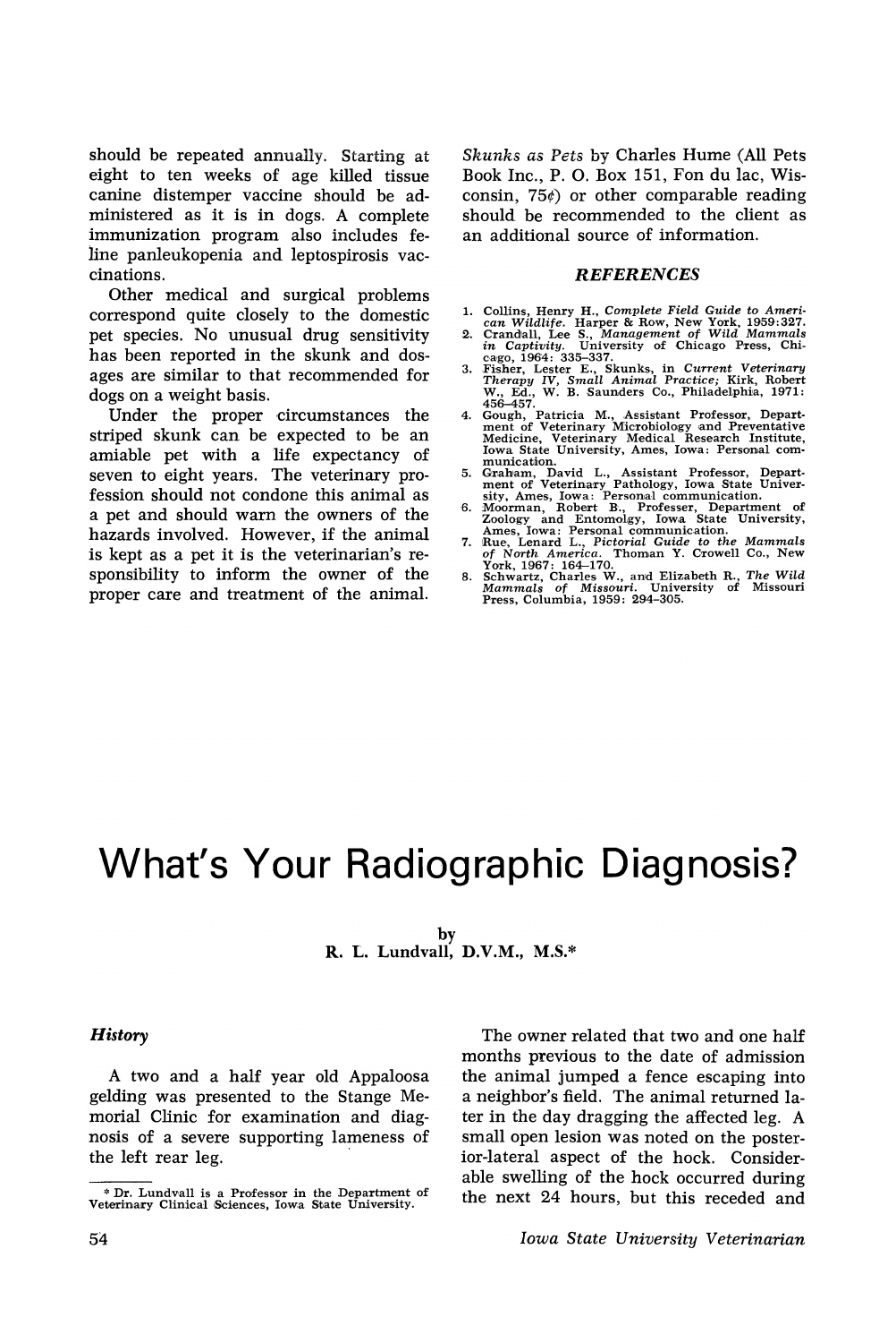should be repeated annually. Starting at eight to ten weeks of age killed tissue canine distemper vaccine should be administered as it is in dogs. A complete immunization program also includes feline panleukopenia and leptospirosis vaccinations.

Other medical and surgical problems correspond quite closely to the domestic pet species. No unusual drug sensitivity has been reported in the skunk and dosages are similar to that recommended for dogs on a weight basis.

Under the proper circumstances the striped skunk can be expected to be an amiable pet with a life expectancy of seven to eight years. The veterinary profession should not condone this animal as a pet and should warn the owners of the hazards involved. However, if the animal is kept as a pet it is the veterinarian's responsibility to inform the owner of the proper care and treatment of the animal.

*Skunks as Pets* by Charles Hume (All Pets Book Inc., P. O. Box 151, Fon du lac, Wisconsin, 75¢) or other comparable reading should be recommended to the client as an additional source of information.

### *REFERENCES*

1. Collins, Henry H., *Complete Field Guide to American Wildlife.* Harper & Row, New York, 1959:327.
2. Crandall, Lee S., *Management of Wild Mammals in Captivity.* University of Chicago Press, Chicago, 1964: 335–337.
3. Fisher, Lester E., Skunks, in *Current Veterinary Therapy IV, Small Animal Practice;* Kirk, Robert W., Ed., W. B. Saunders Co., Philadelphia, 1971: 456–457.
4. Gough, Patricia M., Assistant Professor, Department of Veterinary Microbiology and Preventative Medicine, Veterinary Medical Research Institute, Iowa State University, Ames, Iowa: Personal communication.
5. Graham, David L., Assistant Professor, Department of Veterinary Pathology, Iowa State University, Ames, Iowa: Personal communication.
6. Moorman, Robert B., Professer, Department of Zoology and Entomolgy, Iowa State University, Ames, Iowa: Personal communication.
7. Rue, Lenard L., *Pictorial Guide to the Mammals of North America.* Thoman Y. Crowell Co., New York, 1967: 164–170.
8. Schwartz, Charles W., and Elizabeth R., *The Wild Mammals of Missouri.* University of Missouri Press, Columbia, 1959: 294–305.

# What's Your Radiographic Diagnosis?

by
R. L. Lundvall, D.V.M., M.S.*

### *History*

A two and a half year old Appaloosa gelding was presented to the Stange Memorial Clinic for examination and diagnosis of a severe supporting lameness of the left rear leg.

The owner related that two and one half months previous to the date of admission the animal jumped a fence escaping into a neighbor's field. The animal returned later in the day dragging the affected leg. A small open lesion was noted on the posterior-lateral aspect of the hock. Considerable swelling of the hock occurred during the next 24 hours, but this receded and

\* Dr. Lundvall is a Professor in the Department of Veterinary Clinical Sciences, Iowa State University.